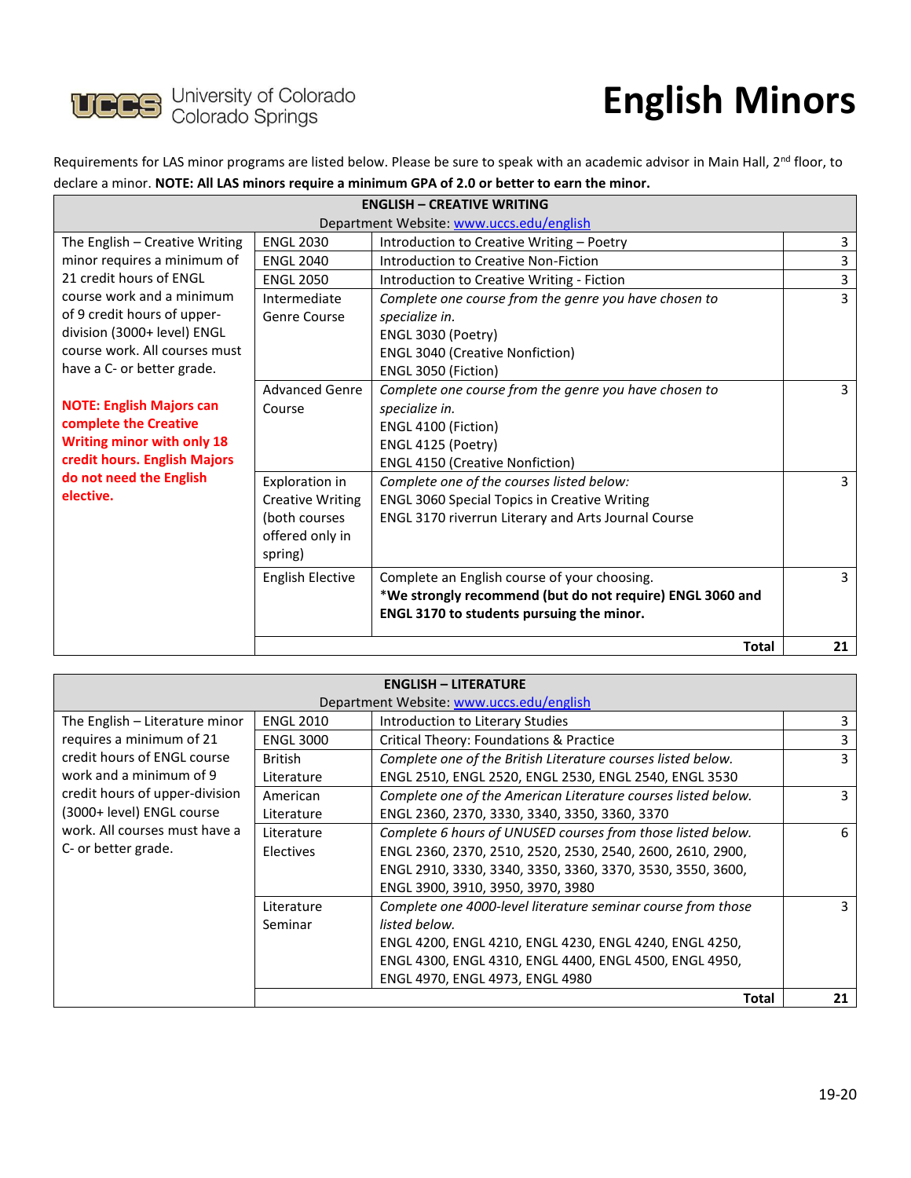University of Colorado Colorado Springs

# English Minors

Requirements for LAS minor programs are listed below. Please be sure to speak with an academic advisor in Main Hall, 2nd floor, to declare a minor. **NOTE: All LAS minors require a minimum GPA of 2.0 or better to earn the minor.**

| **ENGLISH – CREATIVE WRITING**<br>Department Website: [www.uccs.edu/english](http://www.uccs.edu/english) | | | |
|---|---|---|---|
| The English – Creative Writing minor requires a minimum of 21 credit hours of ENGL course work and a minimum of 9 credit hours of upper-division (3000+ level) ENGL course work. All courses must have a C- or better grade.<br><br>**NOTE: English Majors can complete the Creative Writing minor with only 18 credit hours. English Majors do not need the English elective.** | ENGL 2030 | Introduction to Creative Writing – Poetry | 3 |
| | ENGL 2040 | Introduction to Creative Non-Fiction | 3 |
| | ENGL 2050 | Introduction to Creative Writing - Fiction | 3 |
| | Intermediate Genre Course | *Complete one course from the genre you have chosen to specialize in.*<br>ENGL 3030 (Poetry)<br>ENGL 3040 (Creative Nonfiction)<br>ENGL 3050 (Fiction) | 3 |
| | Advanced Genre Course | *Complete one course from the genre you have chosen to specialize in.*<br>ENGL 4100 (Fiction)<br>ENGL 4125 (Poetry)<br>ENGL 4150 (Creative Nonfiction) | 3 |
| | Exploration in Creative Writing (both courses offered only in spring) | *Complete one of the courses listed below:*<br>ENGL 3060 Special Topics in Creative Writing<br>ENGL 3170 riverrun Literary and Arts Journal Course | 3 |
| | English Elective | Complete an English course of your choosing.<br>***We strongly recommend (but do not require) ENGL 3060 and ENGL 3170 to students pursuing the minor.** | 3 |
| | | **Total** | **21** |

| **ENGLISH – LITERATURE**<br>Department Website: [www.uccs.edu/english](http://www.uccs.edu/english) | | | |
|---|---|---|---|
| The English – Literature minor requires a minimum of 21 credit hours of ENGL course work and a minimum of 9 credit hours of upper-division (3000+ level) ENGL course work. All courses must have a C- or better grade. | ENGL 2010 | Introduction to Literary Studies | 3 |
| | ENGL 3000 | Critical Theory: Foundations & Practice | 3 |
| | British Literature | *Complete one of the British Literature courses listed below.*<br>ENGL 2510, ENGL 2520, ENGL 2530, ENGL 2540, ENGL 3530 | 3 |
| | American Literature | *Complete one of the American Literature courses listed below.*<br>ENGL 2360, 2370, 3330, 3340, 3350, 3360, 3370 | 3 |
| | Literature Electives | *Complete 6 hours of UNUSED courses from those listed below.*<br>ENGL 2360, 2370, 2510, 2520, 2530, 2540, 2600, 2610, 2900, ENGL 2910, 3330, 3340, 3350, 3360, 3370, 3530, 3550, 3600, ENGL 3900, 3910, 3950, 3970, 3980 | 6 |
| | Literature Seminar | *Complete one 4000-level literature seminar course from those listed below.*<br>ENGL 4200, ENGL 4210, ENGL 4230, ENGL 4240, ENGL 4250, ENGL 4300, ENGL 4310, ENGL 4400, ENGL 4500, ENGL 4950, ENGL 4970, ENGL 4973, ENGL 4980 | 3 |
| | | **Total** | **21** |

19-20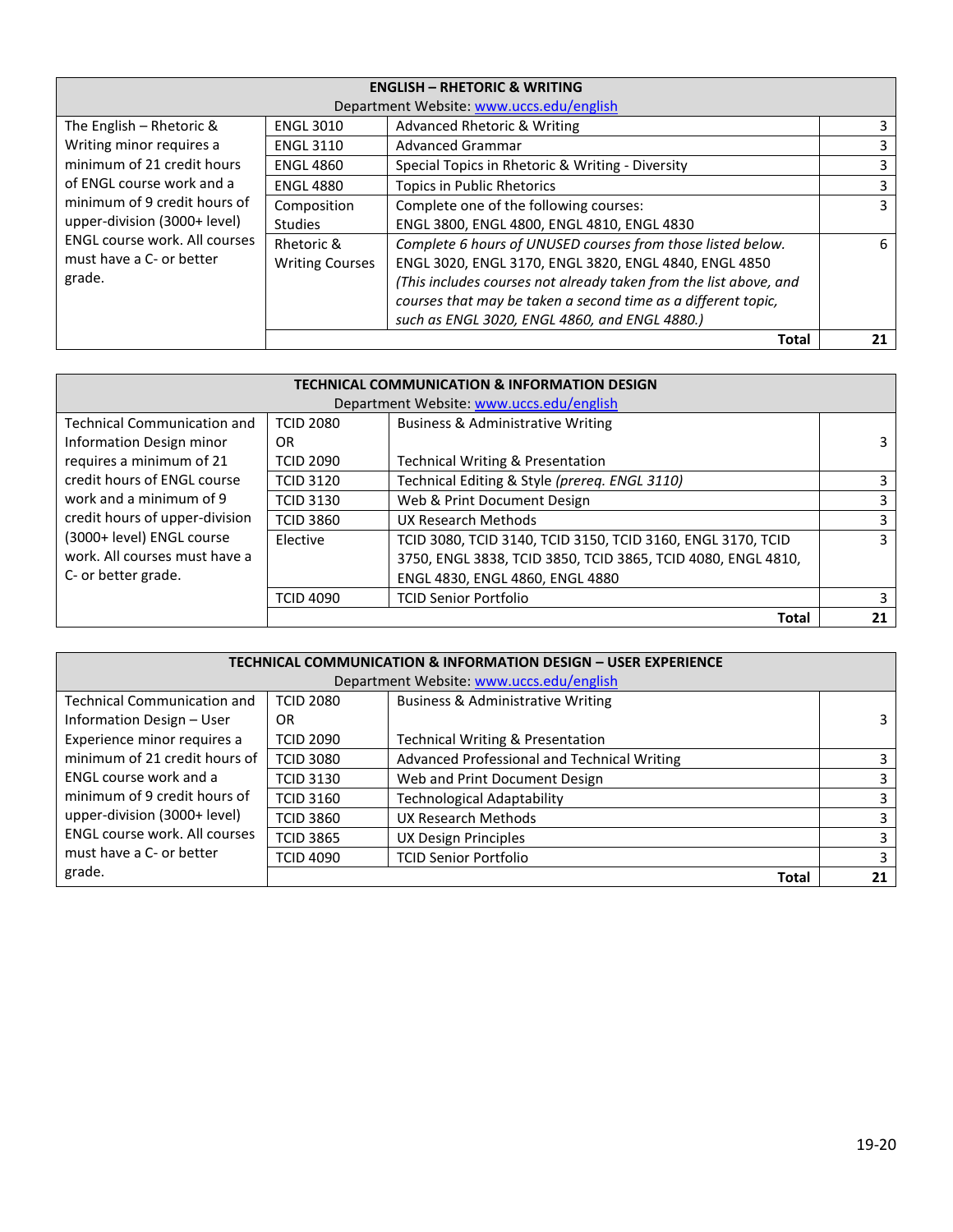| ENGLISH – RHETORIC & WRITING<br>Department Website: [www.uccs.edu/english](www.uccs.edu/english) | | | |
|---|---|---|---|
| The English – Rhetoric & Writing minor requires a minimum of 21 credit hours of ENGL course work and a minimum of 9 credit hours of upper-division (3000+ level) ENGL course work. All courses must have a C- or better grade. | ENGL 3010 | Advanced Rhetoric & Writing | 3 |
| | ENGL 3110 | Advanced Grammar | 3 |
| | ENGL 4860 | Special Topics in Rhetoric & Writing - Diversity | 3 |
| | ENGL 4880 | Topics in Public Rhetorics | 3 |
| | Composition Studies | Complete one of the following courses:<br>ENGL 3800, ENGL 4800, ENGL 4810, ENGL 4830 | 3 |
| | Rhetoric & Writing Courses | *Complete 6 hours of UNUSED courses from those listed below.*<br>ENGL 3020, ENGL 3170, ENGL 3820, ENGL 4840, ENGL 4850<br>*(This includes courses not already taken from the list above, and courses that may be taken a second time as a different topic, such as ENGL 3020, ENGL 4860, and ENGL 4880.)* | 6 |
| | | **Total** | **21** |

| TECHNICAL COMMUNICATION & INFORMATION DESIGN<br>Department Website: [www.uccs.edu/english](www.uccs.edu/english) | | | |
|---|---|---|---|
| Technical Communication and Information Design minor requires a minimum of 21 credit hours of ENGL course work and a minimum of 9 credit hours of upper-division (3000+ level) ENGL course work. All courses must have a C- or better grade. | TCID 2080<br>OR<br>TCID 2090 | Business & Administrative Writing<br><br>Technical Writing & Presentation | 3 |
| | TCID 3120 | Technical Editing & Style *(prereq. ENGL 3110)* | 3 |
| | TCID 3130 | Web & Print Document Design | 3 |
| | TCID 3860 | UX Research Methods | 3 |
| | Elective | TCID 3080, TCID 3140, TCID 3150, TCID 3160, ENGL 3170, TCID 3750, ENGL 3838, TCID 3850, TCID 3865, TCID 4080, ENGL 4810, ENGL 4830, ENGL 4860, ENGL 4880 | 3 |
| | TCID 4090 | TCID Senior Portfolio | 3 |
| | | **Total** | **21** |

| TECHNICAL COMMUNICATION & INFORMATION DESIGN – USER EXPERIENCE<br>Department Website: [www.uccs.edu/english](www.uccs.edu/english) | | | |
|---|---|---|---|
| Technical Communication and Information Design – User Experience minor requires a minimum of 21 credit hours of ENGL course work and a minimum of 9 credit hours of upper-division (3000+ level) ENGL course work. All courses must have a C- or better grade. | TCID 2080<br>OR<br>TCID 2090 | Business & Administrative Writing<br><br>Technical Writing & Presentation | 3 |
| | TCID 3080 | Advanced Professional and Technical Writing | 3 |
| | TCID 3130 | Web and Print Document Design | 3 |
| | TCID 3160 | Technological Adaptability | 3 |
| | TCID 3860 | UX Research Methods | 3 |
| | TCID 3865 | UX Design Principles | 3 |
| | TCID 4090 | TCID Senior Portfolio | 3 |
| | | **Total** | **21** |

19-20